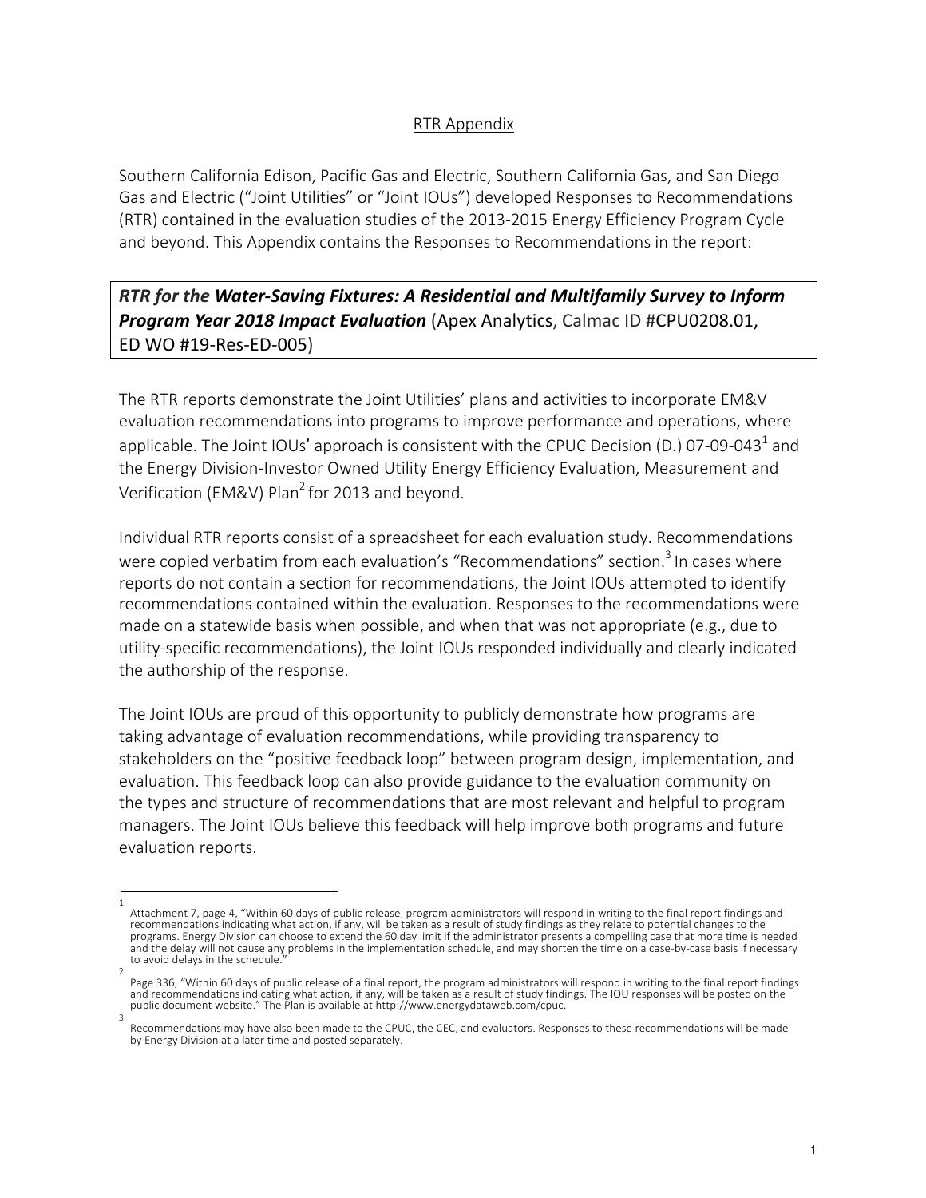## RTR Appendix

Southern California Edison, Pacific Gas and Electric, Southern California Gas, and San Diego Gas and Electric ("Joint Utilities" or "Joint IOUs") developed Responses to Recommendations (RTR) contained in the evaluation studies of the 2013-2015 Energy Efficiency Program Cycle and beyond. This Appendix contains the Responses to Recommendations in the report:

***RTR for the Water-Saving Fixtures: A Residential and Multifamily Survey to Inform Program Year 2018 Impact Evaluation*** (Apex Analytics, Calmac ID #CPU0208.01, ED WO #19-Res-ED-005)

The RTR reports demonstrate the Joint Utilities' plans and activities to incorporate EM&V evaluation recommendations into programs to improve performance and operations, where applicable. The Joint IOUs' approach is consistent with the CPUC Decision (D.) 07-09-043[1] and the Energy Division-Investor Owned Utility Energy Efficiency Evaluation, Measurement and Verification (EM&V) Plan[2] for 2013 and beyond.

Individual RTR reports consist of a spreadsheet for each evaluation study. Recommendations were copied verbatim from each evaluation's "Recommendations" section.[3] In cases where reports do not contain a section for recommendations, the Joint IOUs attempted to identify recommendations contained within the evaluation. Responses to the recommendations were made on a statewide basis when possible, and when that was not appropriate (e.g., due to utility-specific recommendations), the Joint IOUs responded individually and clearly indicated the authorship of the response.

The Joint IOUs are proud of this opportunity to publicly demonstrate how programs are taking advantage of evaluation recommendations, while providing transparency to stakeholders on the "positive feedback loop" between program design, implementation, and evaluation. This feedback loop can also provide guidance to the evaluation community on the types and structure of recommendations that are most relevant and helpful to program managers. The Joint IOUs believe this feedback will help improve both programs and future evaluation reports.

---

[1] Attachment 7, page 4, "Within 60 days of public release, program administrators will respond in writing to the final report findings and recommendations indicating what action, if any, will be taken as a result of study findings as they relate to potential changes to the programs. Energy Division can choose to extend the 60 day limit if the administrator presents a compelling case that more time is needed and the delay will not cause any problems in the implementation schedule, and may shorten the time on a case-by-case basis if necessary to avoid delays in the schedule."

[2] Page 336, "Within 60 days of public release of a final report, the program administrators will respond in writing to the final report findings and recommendations indicating what action, if any, will be taken as a result of study findings. The IOU responses will be posted on the public document website." The Plan is available at http://www.energydataweb.com/cpuc.

[3] Recommendations may have also been made to the CPUC, the CEC, and evaluators. Responses to these recommendations will be made by Energy Division at a later time and posted separately.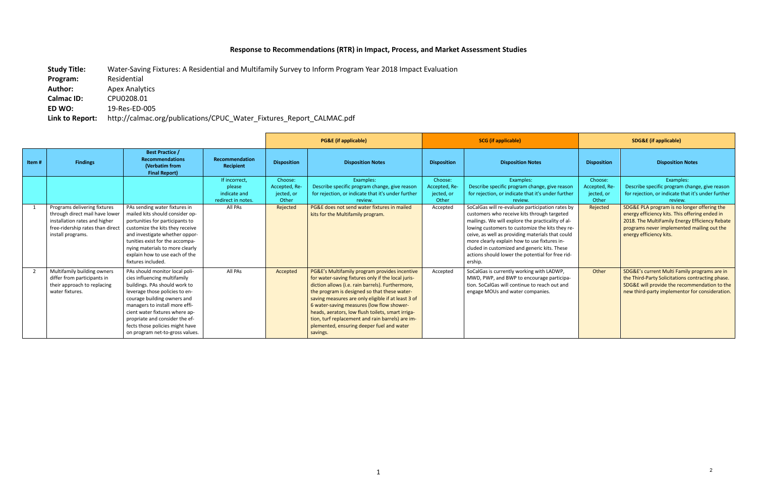# Response to Recommendations (RTR) in Impact, Process, and Market Assessment Studies

**Study Title:** Water-Saving Fixtures: A Residential and Multifamily Survey to Inform Program Year 2018 Impact Evaluation
**Program:** Residential
**Author:** Apex Analytics
**Calmac ID:** CPU0208.01
**ED WO:** 19-Res-ED-005
**Link to Report:** http://calmac.org/publications/CPUC_Water_Fixtures_Report_CALMAC.pdf

| | | | | PG&E (if applicable) | | SCG (if applicable) | | SDG&E (if applicable) | |
|---|---|---|---|---|---|---|---|---|---|
| **Item #** | **Findings** | **Best Practice / Recommendations (Verbatim from Final Report)** | **Recommendation Recipient** | **Disposition** | **Disposition Notes** | **Disposition** | **Disposition Notes** | **Disposition** | **Disposition Notes** |
| | | | If incorrect, please indicate and redirect in notes. | Choose: Accepted, Rejected, or Other | Examples: Describe specific program change, give reason for rejection, or indicate that it's under further review. | Choose: Accepted, Rejected, or Other | Examples: Describe specific program change, give reason for rejection, or indicate that it's under further review. | Choose: Accepted, Rejected, or Other | Examples: Describe specific program change, give reason for rejection, or indicate that it's under further review. |
| 1 | Programs delivering fixtures through direct mail have lower installation rates and higher free-ridership rates than direct install programs. | PAs sending water fixtures in mailed kits should consider opportunities for participants to customize the kits they receive and investigate whether opportunities exist for the accompanying materials to more clearly explain how to use each of the fixtures included. | All PAs | Rejected | PG&E does not send water fixtures in mailed kits for the Multifamily program. | Accepted | SoCalGas will re-evaluate participation rates by customers who receive kits through targeted mailings. We will explore the practicality of allowing customers to customize the kits they receive, as well as providing materials that could more clearly explain how to use fixtures included in customized and generic kits. These actions should lower the potential for free ridership. | Rejected | SDG&E PLA program is no longer offering the energy efficiency kits. This offering ended in 2018. The MultiFamily Energy Efficiency Rebate programs never implemented mailing out the energy efficiency kits. |
| 2 | Multifamily building owners differ from participants in their approach to replacing water fixtures. | PAs should monitor local policies influencing multifamily buildings. PAs should work to leverage those policies to encourage building owners and managers to install more efficient water fixtures where appropriate and consider the effects those policies might have on program net-to-gross values. | All PAs | Accepted | PG&E's Multifamily program provides incentive for water-saving fixtures only if the local jurisdiction allows (i.e. rain barrels). Furthermore, the program is designed so that these water-saving measures are only eligible if at least 3 of 6 water-saving measures (low flow showerheads, aerators, low flush toilets, smart irrigation, turf replacement and rain barrels) are implemented, ensuring deeper fuel and water savings. | Accepted | SoCalGas is currently working with LADWP, MWD, PWP, and BWP to encourage participation. SoCalGas will continue to reach out and engage MOUs and water companies. | Other | SDG&E's current Multi Family programs are in the Third-Party Solicitations contracting phase. SDG&E will provide the recommendation to the new third-party implementor for consideration. |